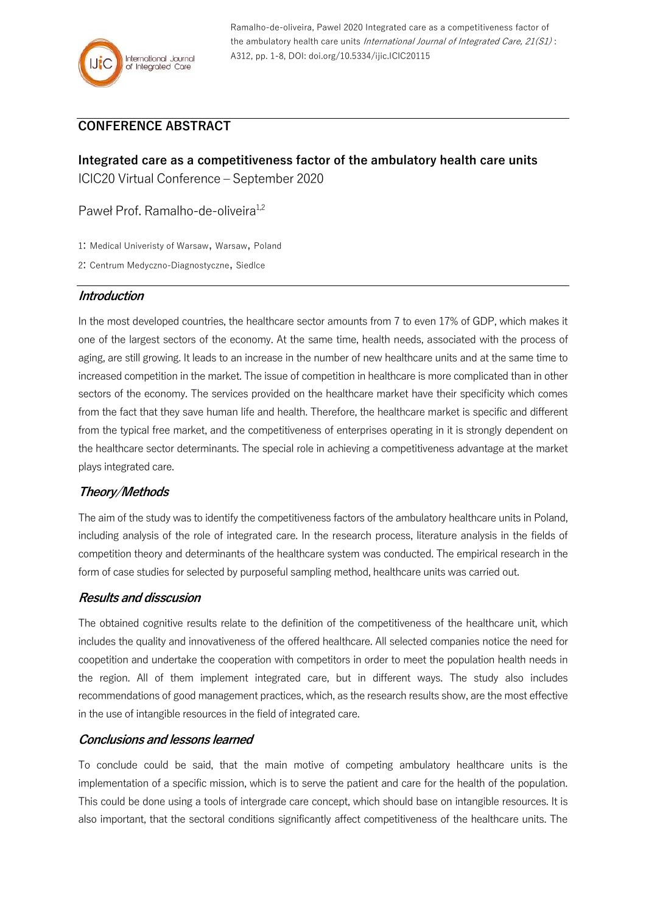Ramalho-de-oliveira, Pawel 2020 Integrated care as a competitiveness factor of the ambulatory health care units *International Journal of Integrated Care, 21(S1)* : A312, pp. 1-8, DOI: doi.org/10.5334/ijic.ICIC20115

## CONFERENCE ABSTRACT

# Integrated care as a competitiveness factor of the ambulatory health care units

ICIC20 Virtual Conference – September 2020

Paweł Prof. Ramalho-de-oliveira[1,2]

1: Medical Univeristy of Warsaw, Warsaw, Poland

2: Centrum Medyczno-Diagnostyczne, Siedlce

### *Introduction*

In the most developed countries, the healthcare sector amounts from 7 to even 17% of GDP, which makes it one of the largest sectors of the economy. At the same time, health needs, associated with the process of aging, are still growing. It leads to an increase in the number of new healthcare units and at the same time to increased competition in the market. The issue of competition in healthcare is more complicated than in other sectors of the economy. The services provided on the healthcare market have their specificity which comes from the fact that they save human life and health. Therefore, the healthcare market is specific and different from the typical free market, and the competitiveness of enterprises operating in it is strongly dependent on the healthcare sector determinants. The special role in achieving a competitiveness advantage at the market plays integrated care.

### *Theory/Methods*

The aim of the study was to identify the competitiveness factors of the ambulatory healthcare units in Poland, including analysis of the role of integrated care. In the research process, literature analysis in the fields of competition theory and determinants of the healthcare system was conducted. The empirical research in the form of case studies for selected by purposeful sampling method, healthcare units was carried out.

### *Results and disscusion*

The obtained cognitive results relate to the definition of the competitiveness of the healthcare unit, which includes the quality and innovativeness of the offered healthcare. All selected companies notice the need for coopetition and undertake the cooperation with competitors in order to meet the population health needs in the region. All of them implement integrated care, but in different ways. The study also includes recommendations of good management practices, which, as the research results show, are the most effective in the use of intangible resources in the field of integrated care.

### *Conclusions and lessons learned*

To conclude could be said, that the main motive of competing ambulatory healthcare units is the implementation of a specific mission, which is to serve the patient and care for the health of the population. This could be done using a tools of intergrade care concept, which should base on intangible resources. It is also important, that the sectoral conditions significantly affect competitiveness of the healthcare units. The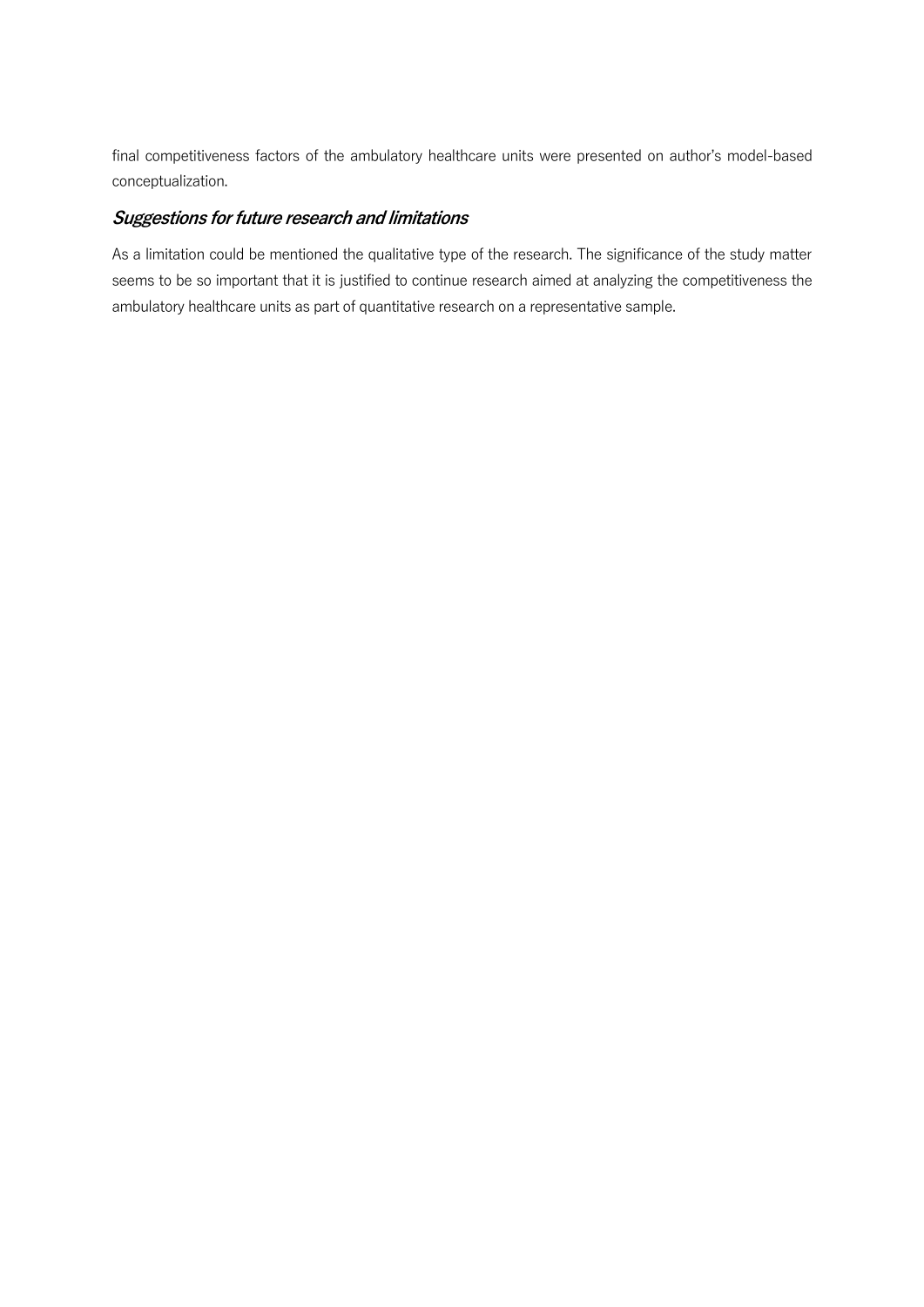final competitiveness factors of the ambulatory healthcare units were presented on author's model-based conceptualization.

### *Suggestions for future research and limitations*

As a limitation could be mentioned the qualitative type of the research. The significance of the study matter seems to be so important that it is justified to continue research aimed at analyzing the competitiveness the ambulatory healthcare units as part of quantitative research on a representative sample.